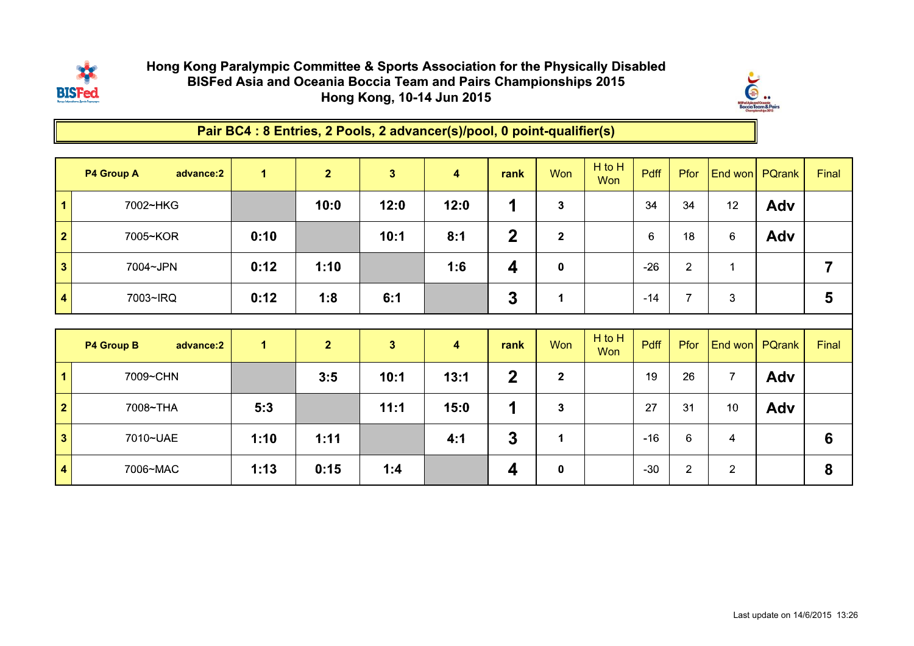# Hong Kong Paralympic Committee & Sports Association for the Physically Disabled
## BISFed Asia and Oceania Boccia Team and Pairs Championships 2015
### Hong Kong, 10-14 Jun 2015

**Pair BC4 : 8 Entries, 2 Pools, 2 advancer(s)/pool, 0 point-qualifier(s)**

| | P4 Group A advance:2 | 1 | 2 | 3 | 4 | rank | Won | H to H Won | Pdff | Pfor | End won | PQrank | Final |
|---|---|---|---|---|---|---|---|---|---|---|---|---|---|
| 1 | 7002~HKG | | 10:0 | 12:0 | 12:0 | 1 | 3 | | 34 | 34 | 12 | Adv | |
| 2 | 7005~KOR | 0:10 | | 10:1 | 8:1 | 2 | 2 | | 6 | 18 | 6 | Adv | |
| 3 | 7004~JPN | 0:12 | 1:10 | | 1:6 | 4 | 0 | | -26 | 2 | 1 | | 7 |
| 4 | 7003~IRQ | 0:12 | 1:8 | 6:1 | | 3 | 1 | | -14 | 7 | 3 | | 5 |

| | P4 Group B advance:2 | 1 | 2 | 3 | 4 | rank | Won | H to H Won | Pdff | Pfor | End won | PQrank | Final |
|---|---|---|---|---|---|---|---|---|---|---|---|---|---|
| 1 | 7009~CHN | | 3:5 | 10:1 | 13:1 | 2 | 2 | | 19 | 26 | 7 | Adv | |
| 2 | 7008~THA | 5:3 | | 11:1 | 15:0 | 1 | 3 | | 27 | 31 | 10 | Adv | |
| 3 | 7010~UAE | 1:10 | 1:11 | | 4:1 | 3 | 1 | | -16 | 6 | 4 | | 6 |
| 4 | 7006~MAC | 1:13 | 0:15 | 1:4 | | 4 | 0 | | -30 | 2 | 2 | | 8 |

Last update on 14/6/2015 13:26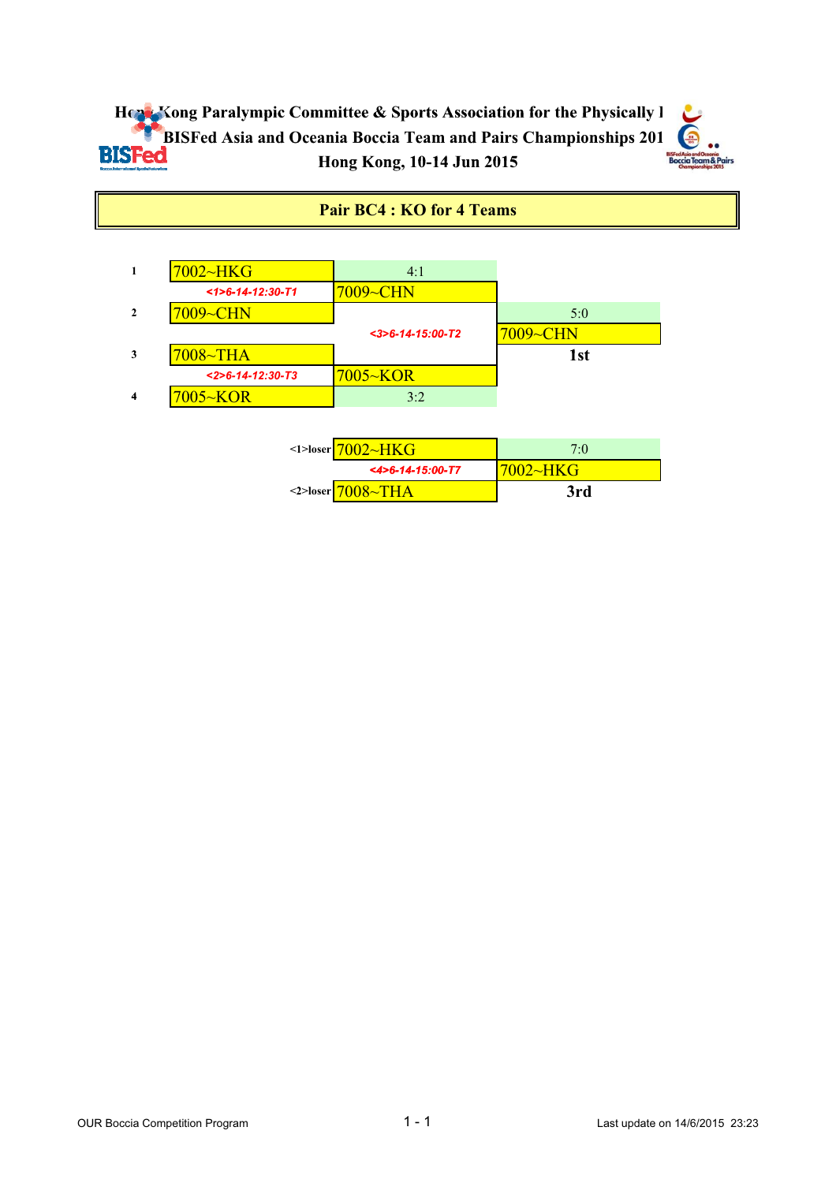Hong Kong Paralympic Committee & Sports Association for the Physically I

BISFed Asia and Oceania Boccia Team and Pairs Championships 201

Hong Kong, 10-14 Jun 2015

## Pair BC4 : KO for 4 Teams

| | | | |
|---|---|---|---|
| 1 | 7002~HKG | 4:1 | |
| | <1>6-14-12:30-T1 | 7009~CHN | |
| 2 | 7009~CHN | | 5:0 |
| | | <3>6-14-15:00-T2 | 7009~CHN |
| 3 | 7008~THA | | 1st |
| | <2>6-14-12:30-T3 | 7005~KOR | |
| 4 | 7005~KOR | 3:2 | |

| | | |
|---|---|---|
| <1>loser | 7002~HKG | 7:0 |
| | <4>6-14-15:00-T7 | 7002~HKG |
| <2>loser | 7008~THA | 3rd |

OUR Boccia Competition Program

Last update on 14/6/2015 23:23